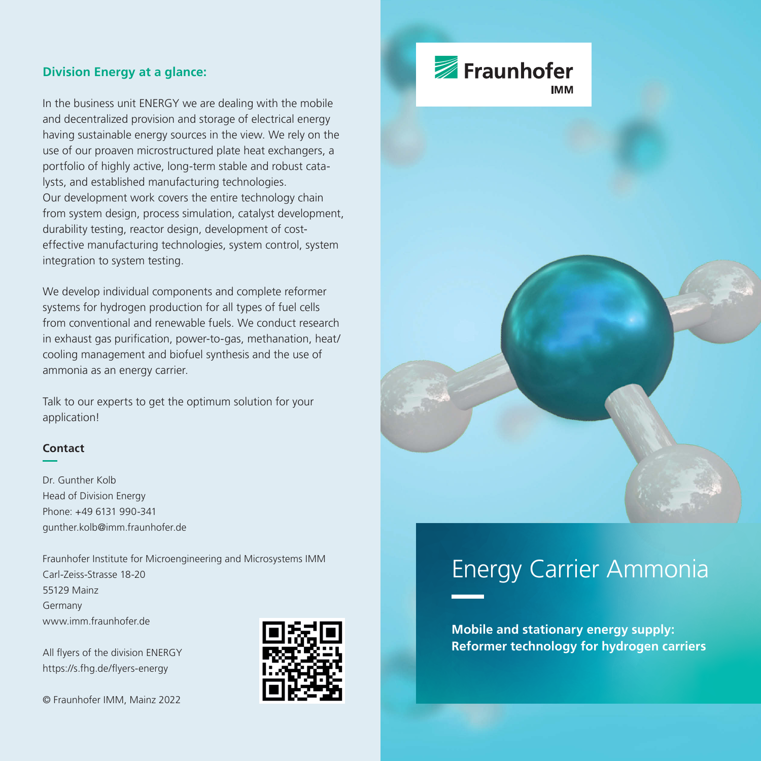## Division Energy at a glance:

In the business unit ENERGY we are dealing with the mobile and decentralized provision and storage of electrical energy having sustainable energy sources in the view. We rely on the use of our proaven microstructured plate heat exchangers, a portfolio of highly active, long-term stable and robust catalysts, and established manufacturing technologies.
Our development work covers the entire technology chain from system design, process simulation, catalyst development, durability testing, reactor design, development of cost-effective manufacturing technologies, system control, system integration to system testing.

We develop individual components and complete reformer systems for hydrogen production for all types of fuel cells from conventional and renewable fuels. We conduct research in exhaust gas purification, power-to-gas, methanation, heat/cooling management and biofuel synthesis and the use of ammonia as an energy carrier.

Talk to our experts to get the optimum solution for your application!

**Contact**

Dr. Gunther Kolb
Head of Division Energy
Phone: +49 6131 990-341
gunther.kolb@imm.fraunhofer.de

Fraunhofer Institute for Microengineering and Microsystems IMM
Carl-Zeiss-Strasse 18-20
55129 Mainz
Germany
www.imm.fraunhofer.de

All flyers of the division ENERGY
https://s.fhg.de/flyers-energy

© Fraunhofer IMM, Mainz 2022

Fraunhofer IMM

# Energy Carrier Ammonia

**Mobile and stationary energy supply:**
**Reformer technology for hydrogen carriers**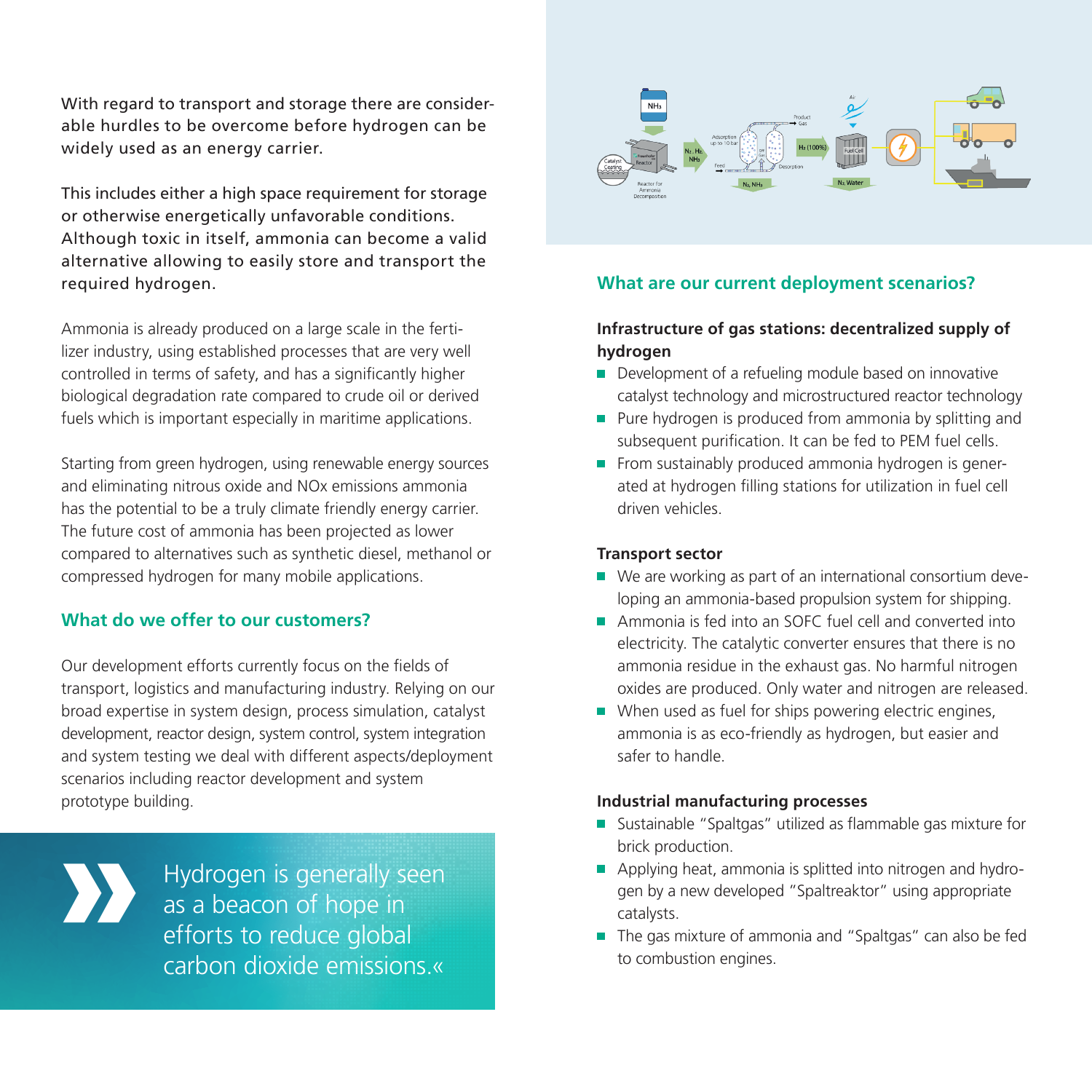With regard to transport and storage there are considerable hurdles to be overcome before hydrogen can be widely used as an energy carrier.

This includes either a high space requirement for storage or otherwise energetically unfavorable conditions. Although toxic in itself, ammonia can become a valid alternative allowing to easily store and transport the required hydrogen.

Ammonia is already produced on a large scale in the fertilizer industry, using established processes that are very well controlled in terms of safety, and has a significantly higher biological degradation rate compared to crude oil or derived fuels which is important especially in maritime applications.

Starting from green hydrogen, using renewable energy sources and eliminating nitrous oxide and NOx emissions ammonia has the potential to be a truly climate friendly energy carrier. The future cost of ammonia has been projected as lower compared to alternatives such as synthetic diesel, methanol or compressed hydrogen for many mobile applications.

## What do we offer to our customers?

Our development efforts currently focus on the fields of transport, logistics and manufacturing industry. Relying on our broad expertise in system design, process simulation, catalyst development, reactor design, system control, system integration and system testing we deal with different aspects/deployment scenarios including reactor development and system prototype building.

»Hydrogen is generally seen as a beacon of hope in efforts to reduce global carbon dioxide emissions.«

## What are our current deployment scenarios?

**Infrastructure of gas stations: decentralized supply of hydrogen**

- Development of a refueling module based on innovative catalyst technology and microstructured reactor technology
- Pure hydrogen is produced from ammonia by splitting and subsequent purification. It can be fed to PEM fuel cells.
- From sustainably produced ammonia hydrogen is generated at hydrogen filling stations for utilization in fuel cell driven vehicles.

**Transport sector**

- We are working as part of an international consortium developing an ammonia-based propulsion system for shipping.
- Ammonia is fed into an SOFC fuel cell and converted into electricity. The catalytic converter ensures that there is no ammonia residue in the exhaust gas. No harmful nitrogen oxides are produced. Only water and nitrogen are released.
- When used as fuel for ships powering electric engines, ammonia is as eco-friendly as hydrogen, but easier and safer to handle.

**Industrial manufacturing processes**

- Sustainable "Spaltgas" utilized as flammable gas mixture for brick production.
- Applying heat, ammonia is splitted into nitrogen and hydrogen by a new developed "Spaltreaktor" using appropriate catalysts.
- The gas mixture of ammonia and "Spaltgas" can also be fed to combustion engines.